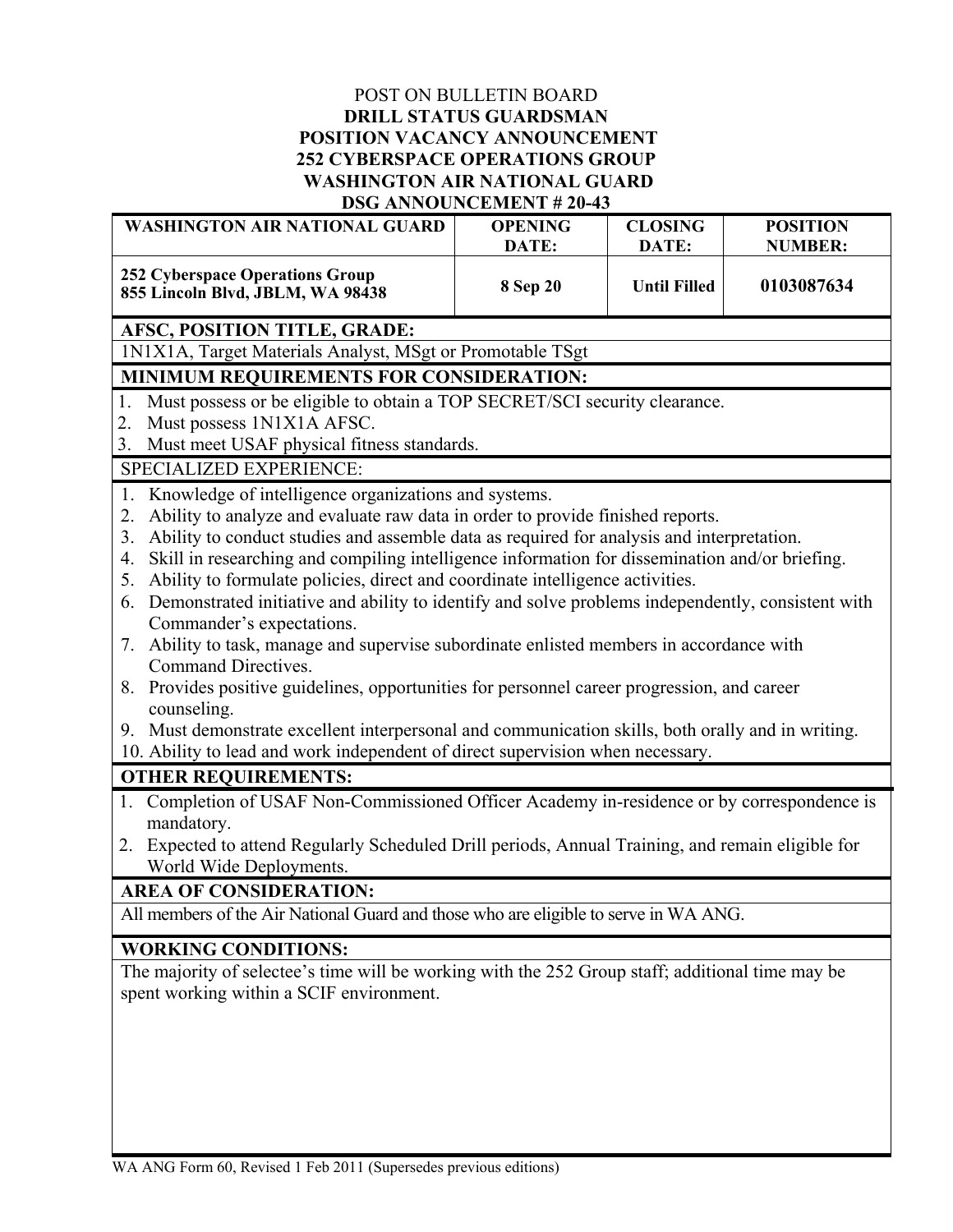POST ON BULLETIN BOARD

**DRILL STATUS GUARDSMAN**
**POSITION VACANCY ANNOUNCEMENT**
**252 CYBERSPACE OPERATIONS GROUP**
**WASHINGTON AIR NATIONAL GUARD**
**DSG ANNOUNCEMENT # 20-43**

| WASHINGTON AIR NATIONAL GUARD | OPENING DATE: | CLOSING DATE: | POSITION NUMBER: |
|---|---|---|---|
| **252 Cyberspace Operations Group**<br>**855 Lincoln Blvd, JBLM, WA 98438** | **8 Sep 20** | **Until Filled** | **0103087634** |

**AFSC, POSITION TITLE, GRADE:**

1N1X1A, Target Materials Analyst, MSgt or Promotable TSgt

**MINIMUM REQUIREMENTS FOR CONSIDERATION:**

1. Must possess or be eligible to obtain a TOP SECRET/SCI security clearance.
2. Must possess 1N1X1A AFSC.
3. Must meet USAF physical fitness standards.

SPECIALIZED EXPERIENCE:

1. Knowledge of intelligence organizations and systems.
2. Ability to analyze and evaluate raw data in order to provide finished reports.
3. Ability to conduct studies and assemble data as required for analysis and interpretation.
4. Skill in researching and compiling intelligence information for dissemination and/or briefing.
5. Ability to formulate policies, direct and coordinate intelligence activities.
6. Demonstrated initiative and ability to identify and solve problems independently, consistent with Commander's expectations.
7. Ability to task, manage and supervise subordinate enlisted members in accordance with Command Directives.
8. Provides positive guidelines, opportunities for personnel career progression, and career counseling.
9. Must demonstrate excellent interpersonal and communication skills, both orally and in writing.
10. Ability to lead and work independent of direct supervision when necessary.

**OTHER REQUIREMENTS:**

1. Completion of USAF Non-Commissioned Officer Academy in-residence or by correspondence is mandatory.
2. Expected to attend Regularly Scheduled Drill periods, Annual Training, and remain eligible for World Wide Deployments.

**AREA OF CONSIDERATION:**

All members of the Air National Guard and those who are eligible to serve in WA ANG.

**WORKING CONDITIONS:**

The majority of selectee's time will be working with the 252 Group staff; additional time may be spent working within a SCIF environment.

WA ANG Form 60, Revised 1 Feb 2011 (Supersedes previous editions)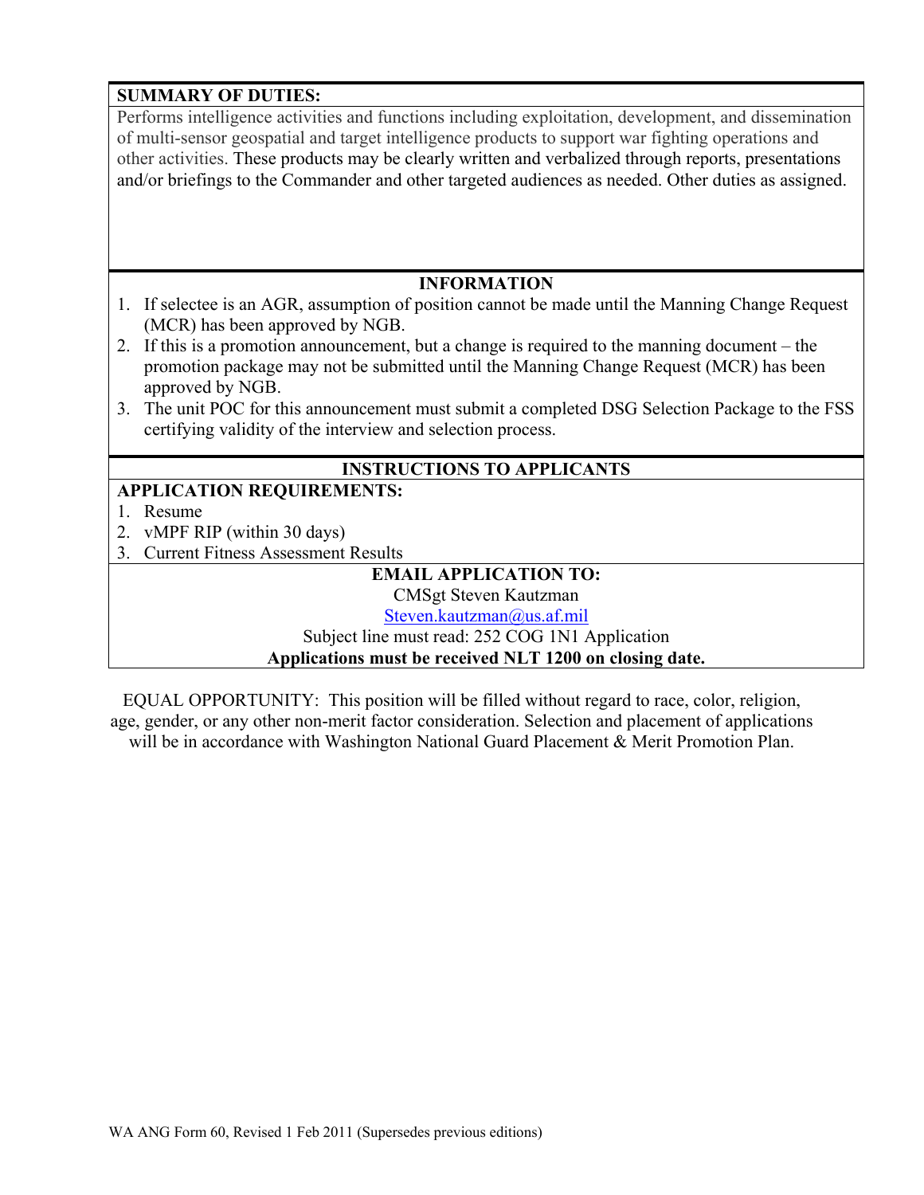**SUMMARY OF DUTIES:**

Performs intelligence activities and functions including exploitation, development, and dissemination of multi-sensor geospatial and target intelligence products to support war fighting operations and other activities. These products may be clearly written and verbalized through reports, presentations and/or briefings to the Commander and other targeted audiences as needed. Other duties as assigned.

**INFORMATION**

1. If selectee is an AGR, assumption of position cannot be made until the Manning Change Request (MCR) has been approved by NGB.
2. If this is a promotion announcement, but a change is required to the manning document – the promotion package may not be submitted until the Manning Change Request (MCR) has been approved by NGB.
3. The unit POC for this announcement must submit a completed DSG Selection Package to the FSS certifying validity of the interview and selection process.

**INSTRUCTIONS TO APPLICANTS**

**APPLICATION REQUIREMENTS:**

1. Resume
2. vMPF RIP (within 30 days)
3. Current Fitness Assessment Results

**EMAIL APPLICATION TO:**

CMSgt Steven Kautzman

Steven.kautzman@us.af.mil

Subject line must read: 252 COG 1N1 Application

**Applications must be received NLT 1200 on closing date.**

EQUAL OPPORTUNITY: This position will be filled without regard to race, color, religion, age, gender, or any other non-merit factor consideration. Selection and placement of applications will be in accordance with Washington National Guard Placement & Merit Promotion Plan.

WA ANG Form 60, Revised 1 Feb 2011 (Supersedes previous editions)